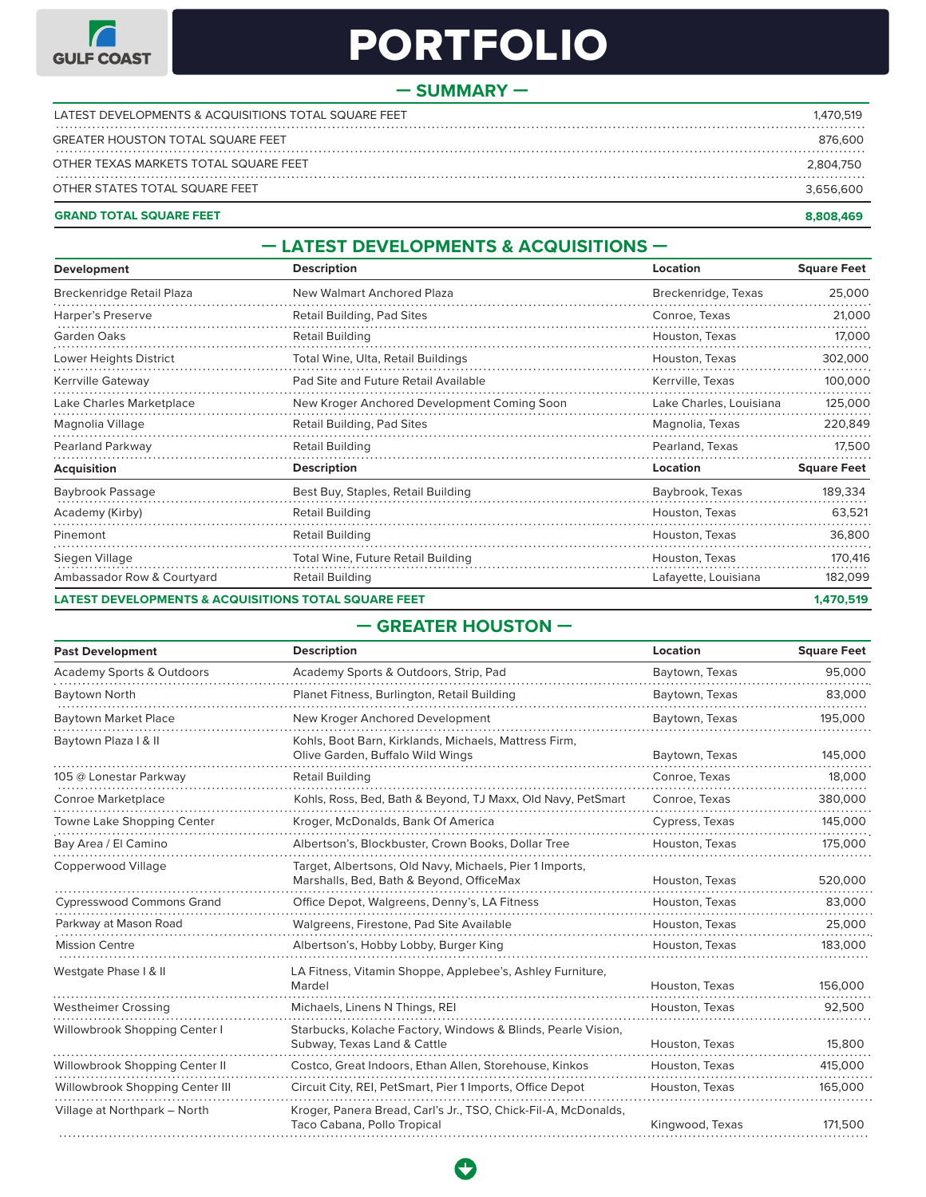GULF COAST

# PORTFOLIO

## — SUMMARY —

| | |
|---|---|
| LATEST DEVELOPMENTS & ACQUISITIONS TOTAL SQUARE FEET | 1,470,519 |
| GREATER HOUSTON TOTAL SQUARE FEET | 876,600 |
| OTHER TEXAS MARKETS TOTAL SQUARE FEET | 2,804,750 |
| OTHER STATES TOTAL SQUARE FEET | 3,656,600 |
| **GRAND TOTAL SQUARE FEET** | **8,808,469** |

## — LATEST DEVELOPMENTS & ACQUISITIONS —

| Development | Description | Location | Square Feet |
|---|---|---|---|
| Breckenridge Retail Plaza | New Walmart Anchored Plaza | Breckenridge, Texas | 25,000 |
| Harper's Preserve | Retail Building, Pad Sites | Conroe, Texas | 21,000 |
| Garden Oaks | Retail Building | Houston, Texas | 17,000 |
| Lower Heights District | Total Wine, Ulta, Retail Buildings | Houston, Texas | 302,000 |
| Kerrville Gateway | Pad Site and Future Retail Available | Kerrville, Texas | 100,000 |
| Lake Charles Marketplace | New Kroger Anchored Development Coming Soon | Lake Charles, Louisiana | 125,000 |
| Magnolia Village | Retail Building, Pad Sites | Magnolia, Texas | 220,849 |
| Pearland Parkway | Retail Building | Pearland, Texas | 17,500 |
| **Acquisition** | **Description** | **Location** | **Square Feet** |
| Baybrook Passage | Best Buy, Staples, Retail Building | Baybrook, Texas | 189,334 |
| Academy (Kirby) | Retail Building | Houston, Texas | 63,521 |
| Pinemont | Retail Building | Houston, Texas | 36,800 |
| Siegen Village | Total Wine, Future Retail Building | Houston, Texas | 170,416 |
| Ambassador Row & Courtyard | Retail Building | Lafayette, Louisiana | 182,099 |
| **LATEST DEVELOPMENTS & ACQUISITIONS TOTAL SQUARE FEET** | | | **1,470,519** |

## — GREATER HOUSTON —

| Past Development | Description | Location | Square Feet |
|---|---|---|---|
| Academy Sports & Outdoors | Academy Sports & Outdoors, Strip, Pad | Baytown, Texas | 95,000 |
| Baytown North | Planet Fitness, Burlington, Retail Building | Baytown, Texas | 83,000 |
| Baytown Market Place | New Kroger Anchored Development | Baytown, Texas | 195,000 |
| Baytown Plaza I & II | Kohls, Boot Barn, Kirklands, Michaels, Mattress Firm, Olive Garden, Buffalo Wild Wings | Baytown, Texas | 145,000 |
| 105 @ Lonestar Parkway | Retail Building | Conroe, Texas | 18,000 |
| Conroe Marketplace | Kohls, Ross, Bed, Bath & Beyond, TJ Maxx, Old Navy, PetSmart | Conroe, Texas | 380,000 |
| Towne Lake Shopping Center | Kroger, McDonalds, Bank Of America | Cypress, Texas | 145,000 |
| Bay Area / El Camino | Albertson's, Blockbuster, Crown Books, Dollar Tree | Houston, Texas | 175,000 |
| Copperwood Village | Target, Albertsons, Old Navy, Michaels, Pier 1 Imports, Marshalls, Bed, Bath & Beyond, OfficeMax | Houston, Texas | 520,000 |
| Cypresswood Commons Grand | Office Depot, Walgreens, Denny's, LA Fitness | Houston, Texas | 83,000 |
| Parkway at Mason Road | Walgreens, Firestone, Pad Site Available | Houston, Texas | 25,000 |
| Mission Centre | Albertson's, Hobby Lobby, Burger King | Houston, Texas | 183,000 |
| Westgate Phase I & II | LA Fitness, Vitamin Shoppe, Applebee's, Ashley Furniture, Mardel | Houston, Texas | 156,000 |
| Westheimer Crossing | Michaels, Linens N Things, REI | Houston, Texas | 92,500 |
| Willowbrook Shopping Center I | Starbucks, Kolache Factory, Windows & Blinds, Pearle Vision, Subway, Texas Land & Cattle | Houston, Texas | 15,800 |
| Willowbrook Shopping Center II | Costco, Great Indoors, Ethan Allen, Storehouse, Kinkos | Houston, Texas | 415,000 |
| Willowbrook Shopping Center III | Circuit City, REI, PetSmart, Pier 1 Imports, Office Depot | Houston, Texas | 165,000 |
| Village at Northpark – North | Kroger, Panera Bread, Carl's Jr., TSO, Chick-Fil-A, McDonalds, Taco Cabana, Pollo Tropical | Kingwood, Texas | 171,500 |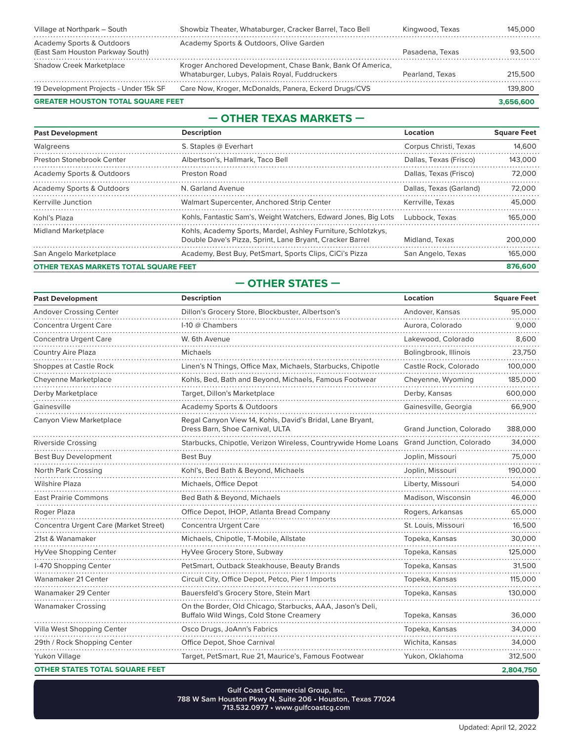| | | | |
|---|---|---|---|
| Village at Northpark – South | Showbiz Theater, Whataburger, Cracker Barrel, Taco Bell | Kingwood, Texas | 145,000 |
| Academy Sports & Outdoors (East Sam Houston Parkway South) | Academy Sports & Outdoors, Olive Garden | Pasadena, Texas | 93,500 |
| Shadow Creek Marketplace | Kroger Anchored Development, Chase Bank, Bank Of America, Whataburger, Lubys, Palais Royal, Fuddruckers | Pearland, Texas | 215,500 |
| 19 Development Projects - Under 15k SF | Care Now, Kroger, McDonalds, Panera, Eckerd Drugs/CVS | | 139,800 |
| **GREATER HOUSTON TOTAL SQUARE FEET** | | | **3,656,600** |

## — OTHER TEXAS MARKETS —

| Past Development | Description | Location | Square Feet |
|---|---|---|---|
| Walgreens | S. Staples @ Everhart | Corpus Christi, Texas | 14,600 |
| Preston Stonebrook Center | Albertson's, Hallmark, Taco Bell | Dallas, Texas (Frisco) | 143,000 |
| Academy Sports & Outdoors | Preston Road | Dallas, Texas (Frisco) | 72,000 |
| Academy Sports & Outdoors | N. Garland Avenue | Dallas, Texas (Garland) | 72,000 |
| Kerrville Junction | Walmart Supercenter, Anchored Strip Center | Kerrville, Texas | 45,000 |
| Kohl's Plaza | Kohls, Fantastic Sam's, Weight Watchers, Edward Jones, Big Lots | Lubbock, Texas | 165,000 |
| Midland Marketplace | Kohls, Academy Sports, Mardel, Ashley Furniture, Schlotzkys, Double Dave's Pizza, Sprint, Lane Bryant, Cracker Barrel | Midland, Texas | 200,000 |
| San Angelo Marketplace | Academy, Best Buy, PetSmart, Sports Clips, CiCi's Pizza | San Angelo, Texas | 165,000 |
| **OTHER TEXAS MARKETS TOTAL SQUARE FEET** | | | **876,600** |

## — OTHER STATES —

| Past Development | Description | Location | Square Feet |
|---|---|---|---|
| Andover Crossing Center | Dillon's Grocery Store, Blockbuster, Albertson's | Andover, Kansas | 95,000 |
| Concentra Urgent Care | I-10 @ Chambers | Aurora, Colorado | 9,000 |
| Concentra Urgent Care | W. 6th Avenue | Lakewood, Colorado | 8,600 |
| Country Aire Plaza | Michaels | Bolingbrook, Illinois | 23,750 |
| Shoppes at Castle Rock | Linen's N Things, Office Max, Michaels, Starbucks, Chipotle | Castle Rock, Colorado | 100,000 |
| Cheyenne Marketplace | Kohls, Bed, Bath and Beyond, Michaels, Famous Footwear | Cheyenne, Wyoming | 185,000 |
| Derby Marketplace | Target, Dillon's Marketplace | Derby, Kansas | 600,000 |
| Gainesville | Academy Sports & Outdoors | Gainesville, Georgia | 66,900 |
| Canyon View Marketplace | Regal Canyon View 14, Kohls, David's Bridal, Lane Bryant, Dress Barn, Shoe Carnival, ULTA | Grand Junction, Colorado | 388,000 |
| Riverside Crossing | Starbucks, Chipotle, Verizon Wireless, Countrywide Home Loans | Grand Junction, Colorado | 34,000 |
| Best Buy Development | Best Buy | Joplin, Missouri | 75,000 |
| North Park Crossing | Kohl's, Bed Bath & Beyond, Michaels | Joplin, Missouri | 190,000 |
| Wilshire Plaza | Michaels, Office Depot | Liberty, Missouri | 54,000 |
| East Prairie Commons | Bed Bath & Beyond, Michaels | Madison, Wisconsin | 46,000 |
| Roger Plaza | Office Depot, IHOP, Atlanta Bread Company | Rogers, Arkansas | 65,000 |
| Concentra Urgent Care (Market Street) | Concentra Urgent Care | St. Louis, Missouri | 16,500 |
| 21st & Wanamaker | Michaels, Chipotle, T-Mobile, Allstate | Topeka, Kansas | 30,000 |
| HyVee Shopping Center | HyVee Grocery Store, Subway | Topeka, Kansas | 125,000 |
| I-470 Shopping Center | PetSmart, Outback Steakhouse, Beauty Brands | Topeka, Kansas | 31,500 |
| Wanamaker 21 Center | Circuit City, Office Depot, Petco, Pier 1 Imports | Topeka, Kansas | 115,000 |
| Wanamaker 29 Center | Bauersfeld's Grocery Store, Stein Mart | Topeka, Kansas | 130,000 |
| Wanamaker Crossing | On the Border, Old Chicago, Starbucks, AAA, Jason's Deli, Buffalo Wild Wings, Cold Stone Creamery | Topeka, Kansas | 36,000 |
| Villa West Shopping Center | Osco Drugs, JoAnn's Fabrics | Topeka, Kansas | 34,000 |
| 29th / Rock Shopping Center | Office Depot, Shoe Carnival | Wichita, Kansas | 34,000 |
| Yukon Village | Target, PetSmart, Rue 21, Maurice's, Famous Footwear | Yukon, Oklahoma | 312,500 |
| **OTHER STATES TOTAL SQUARE FEET** | | | **2,804,750** |

**Gulf Coast Commercial Group, Inc.**
**788 W Sam Houston Pkwy N, Suite 206 • Houston, Texas 77024**
**713.532.0977 • www.gulfcoastcg.com**

Updated: April 12, 2022